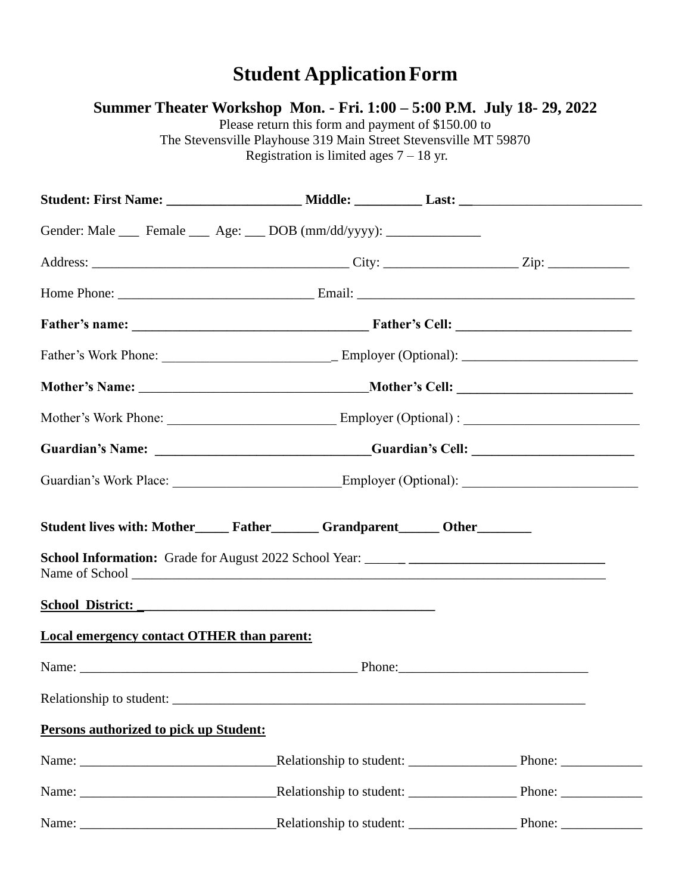# Student Application Form

**Summer Theater Workshop Mon. - Fri. 1:00 – 5:00 P.M. July 18- 29, 2022**

Please return this form and payment of $150.00 to
The Stevensville Playhouse 319 Main Street Stevensville MT 59870
Registration is limited ages 7 – 18 yr.

**Student: First Name: ____________________ Middle: __________ Last: ___________________________**

Gender: Male ___ Female ___ Age: ___ DOB (mm/dd/yyyy): ______________

Address: ______________________________________ City: ____________________ Zip: ____________

Home Phone: _____________________________ Email: ________________________________________

**Father's name: ___________________________________ Father's Cell: __________________________**

Father's Work Phone: __________________________ Employer (Optional): __________________________

**Mother's Name: _________________________________Mother's Cell: __________________________**

Mother's Work Phone: _________________________ Employer (Optional) : __________________________

**Guardian's Name: _______________________________Guardian's Cell: ________________________**

Guardian's Work Place: _________________________Employer (Optional): __________________________

**Student lives with: Mother_____ Father_______ Grandparent______ Other________**

**School Information:** Grade for August 2022 School Year: ______ ____________________________
Name of School ________________________________________________________________________

**School District: ____________________________________________**

**Local emergency contact OTHER than parent:**

Name: __________________________________________ Phone:____________________________

Relationship to student: _______________________________________________________________

**Persons authorized to pick up Student:**

Name: _____________________________Relationship to student: ________________ Phone: ____________

Name: _____________________________Relationship to student: ________________ Phone: ____________

Name: _____________________________Relationship to student: ________________ Phone: ____________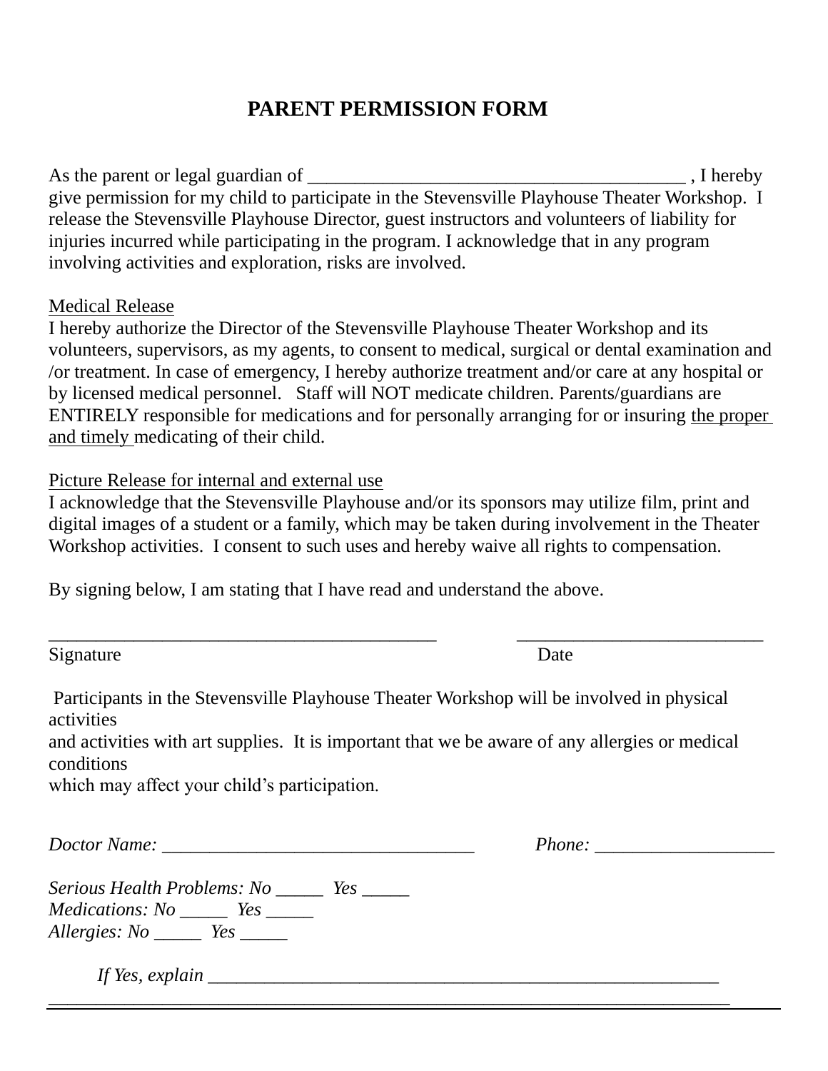# PARENT PERMISSION FORM

As the parent or legal guardian of _________________________________________ , I hereby give permission for my child to participate in the Stevensville Playhouse Theater Workshop. I release the Stevensville Playhouse Director, guest instructors and volunteers of liability for injuries incurred while participating in the program. I acknowledge that in any program involving activities and exploration, risks are involved.

<u>Medical Release</u>
I hereby authorize the Director of the Stevensville Playhouse Theater Workshop and its volunteers, supervisors, as my agents, to consent to medical, surgical or dental examination and /or treatment. In case of emergency, I hereby authorize treatment and/or care at any hospital or by licensed medical personnel. Staff will NOT medicate children. Parents/guardians are ENTIRELY responsible for medications and for personally arranging for or insuring <u>the proper and timely</u> medicating of their child.

<u>Picture Release for internal and external use</u>
I acknowledge that the Stevensville Playhouse and/or its sponsors may utilize film, print and digital images of a student or a family, which may be taken during involvement in the Theater Workshop activities. I consent to such uses and hereby waive all rights to compensation.

By signing below, I am stating that I have read and understand the above.

___________________________________________ ___________________________
Signature Date

Participants in the Stevensville Playhouse Theater Workshop will be involved in physical activities
and activities with art supplies. It is important that we be aware of any allergies or medical conditions
which may affect your child's participation.

*Doctor Name:* __________________________________ *Phone:* ___________________

*Serious Health Problems: No _____ Yes _____*
*Medications: No _____ Yes _____*
*Allergies: No _____ Yes _____*

*If Yes, explain* _______________________________________________________
___________________________________________________________________________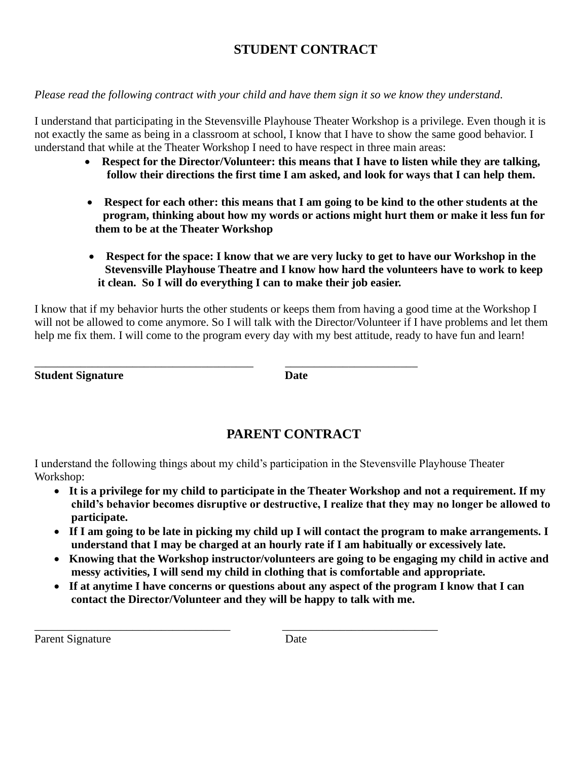## STUDENT CONTRACT

*Please read the following contract with your child and have them sign it so we know they understand.*

I understand that participating in the Stevensville Playhouse Theater Workshop is a privilege. Even though it is not exactly the same as being in a classroom at school, I know that I have to show the same good behavior. I understand that while at the Theater Workshop I need to have respect in three main areas:

- **Respect for the Director/Volunteer: this means that I have to listen while they are talking, follow their directions the first time I am asked, and look for ways that I can help them.**
- **Respect for each other: this means that I am going to be kind to the other students at the program, thinking about how my words or actions might hurt them or make it less fun for them to be at the Theater Workshop**
- **Respect for the space: I know that we are very lucky to get to have our Workshop in the Stevensville Playhouse Theatre and I know how hard the volunteers have to work to keep it clean. So I will do everything I can to make their job easier.**

I know that if my behavior hurts the other students or keeps them from having a good time at the Workshop I will not be allowed to come anymore. So I will talk with the Director/Volunteer if I have problems and let them help me fix them. I will come to the program every day with my best attitude, ready to have fun and learn!

_______________________________________ _______________________

**Student Signature** **Date**

## PARENT CONTRACT

I understand the following things about my child's participation in the Stevensville Playhouse Theater Workshop:

- **It is a privilege for my child to participate in the Theater Workshop and not a requirement. If my child's behavior becomes disruptive or destructive, I realize that they may no longer be allowed to participate.**
- **If I am going to be late in picking my child up I will contact the program to make arrangements. I understand that I may be charged at an hourly rate if I am habitually or excessively late.**
- **Knowing that the Workshop instructor/volunteers are going to be engaging my child in active and messy activities, I will send my child in clothing that is comfortable and appropriate.**
- **If at anytime I have concerns or questions about any aspect of the program I know that I can contact the Director/Volunteer and they will be happy to talk with me.**

___________________________________ ___________________________

Parent Signature Date